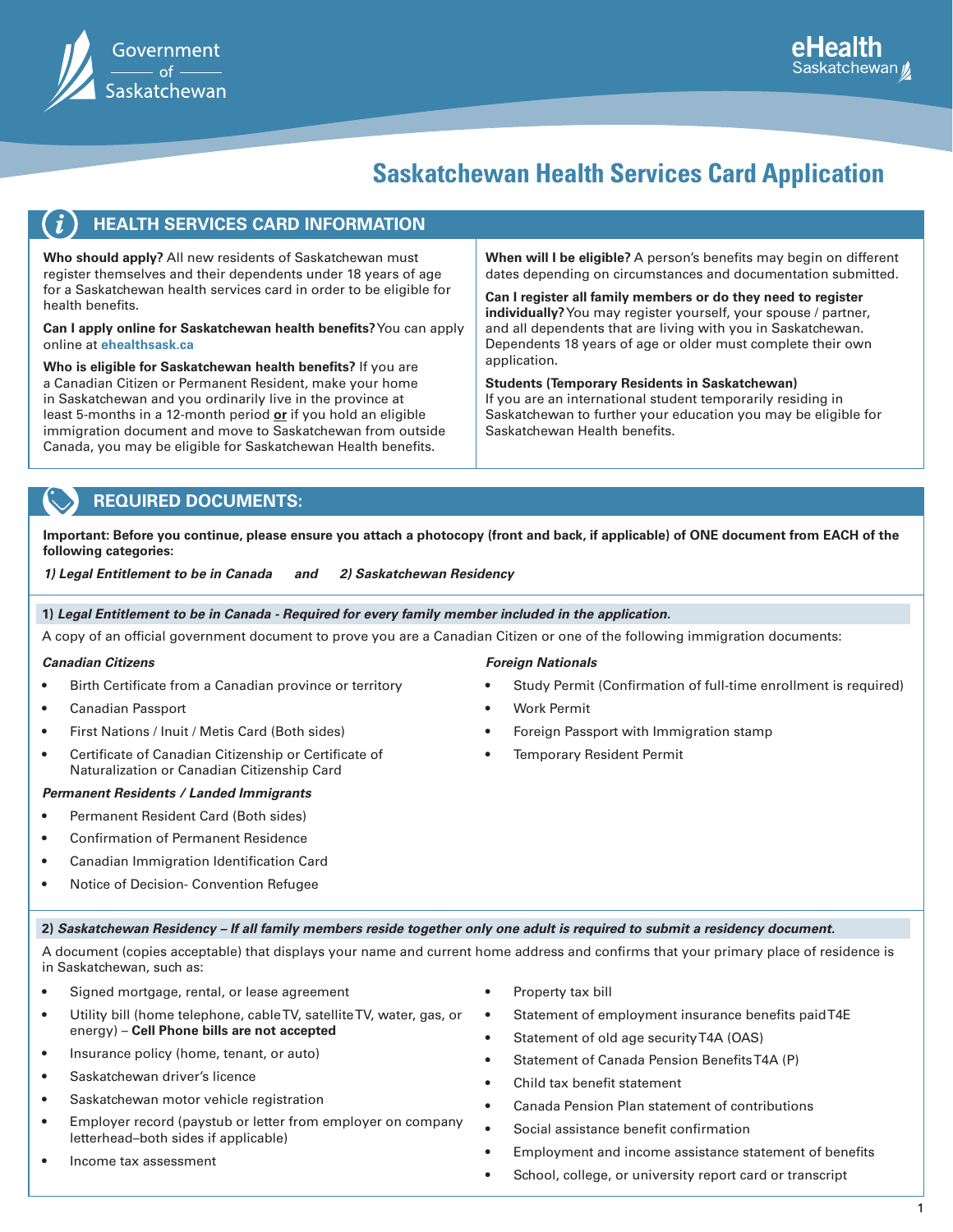Government of Saskatchewan

eHealth Saskatchewan

# Saskatchewan Health Services Card Application

## HEALTH SERVICES CARD INFORMATION

**Who should apply?** All new residents of Saskatchewan must register themselves and their dependents under 18 years of age for a Saskatchewan health services card in order to be eligible for health benefits.

**Can I apply online for Saskatchewan health benefits?** You can apply online at **ehealthsask.ca**

**Who is eligible for Saskatchewan health benefits?** If you are a Canadian Citizen or Permanent Resident, make your home in Saskatchewan and you ordinarily live in the province at least 5-months in a 12-month period **or** if you hold an eligible immigration document and move to Saskatchewan from outside Canada, you may be eligible for Saskatchewan Health benefits.

**When will I be eligible?** A person's benefits may begin on different dates depending on circumstances and documentation submitted.

**Can I register all family members or do they need to register individually?** You may register yourself, your spouse / partner, and all dependents that are living with you in Saskatchewan. Dependents 18 years of age or older must complete their own application.

**Students (Temporary Residents in Saskatchewan)**
If you are an international student temporarily residing in Saskatchewan to further your education you may be eligible for Saskatchewan Health benefits.

## REQUIRED DOCUMENTS:

**Important: Before you continue, please ensure you attach a photocopy (front and back, if applicable) of ONE document from EACH of the following categories:**

***1) Legal Entitlement to be in Canada*** ***and*** ***2) Saskatchewan Residency***

### 1) *Legal Entitlement to be in Canada - Required for every family member included in the application.*

A copy of an official government document to prove you are a Canadian Citizen or one of the following immigration documents:

***Canadian Citizens***

- Birth Certificate from a Canadian province or territory
- Canadian Passport
- First Nations / Inuit / Metis Card (Both sides)
- Certificate of Canadian Citizenship or Certificate of Naturalization or Canadian Citizenship Card

***Permanent Residents / Landed Immigrants***

- Permanent Resident Card (Both sides)
- Confirmation of Permanent Residence
- Canadian Immigration Identification Card
- Notice of Decision- Convention Refugee

***Foreign Nationals***

- Study Permit (Confirmation of full-time enrollment is required)
- Work Permit
- Foreign Passport with Immigration stamp
- Temporary Resident Permit

### 2) *Saskatchewan Residency – If all family members reside together only one adult is required to submit a residency document.*

A document (copies acceptable) that displays your name and current home address and confirms that your primary place of residence is in Saskatchewan, such as:

- Signed mortgage, rental, or lease agreement
- Utility bill (home telephone, cable TV, satellite TV, water, gas, or energy) – **Cell Phone bills are not accepted**
- Insurance policy (home, tenant, or auto)
- Saskatchewan driver's licence
- Saskatchewan motor vehicle registration
- Employer record (paystub or letter from employer on company letterhead–both sides if applicable)
- Income tax assessment
- Property tax bill
- Statement of employment insurance benefits paid T4E
- Statement of old age security T4A (OAS)
- Statement of Canada Pension Benefits T4A (P)
- Child tax benefit statement
- Canada Pension Plan statement of contributions
- Social assistance benefit confirmation
- Employment and income assistance statement of benefits
- School, college, or university report card or transcript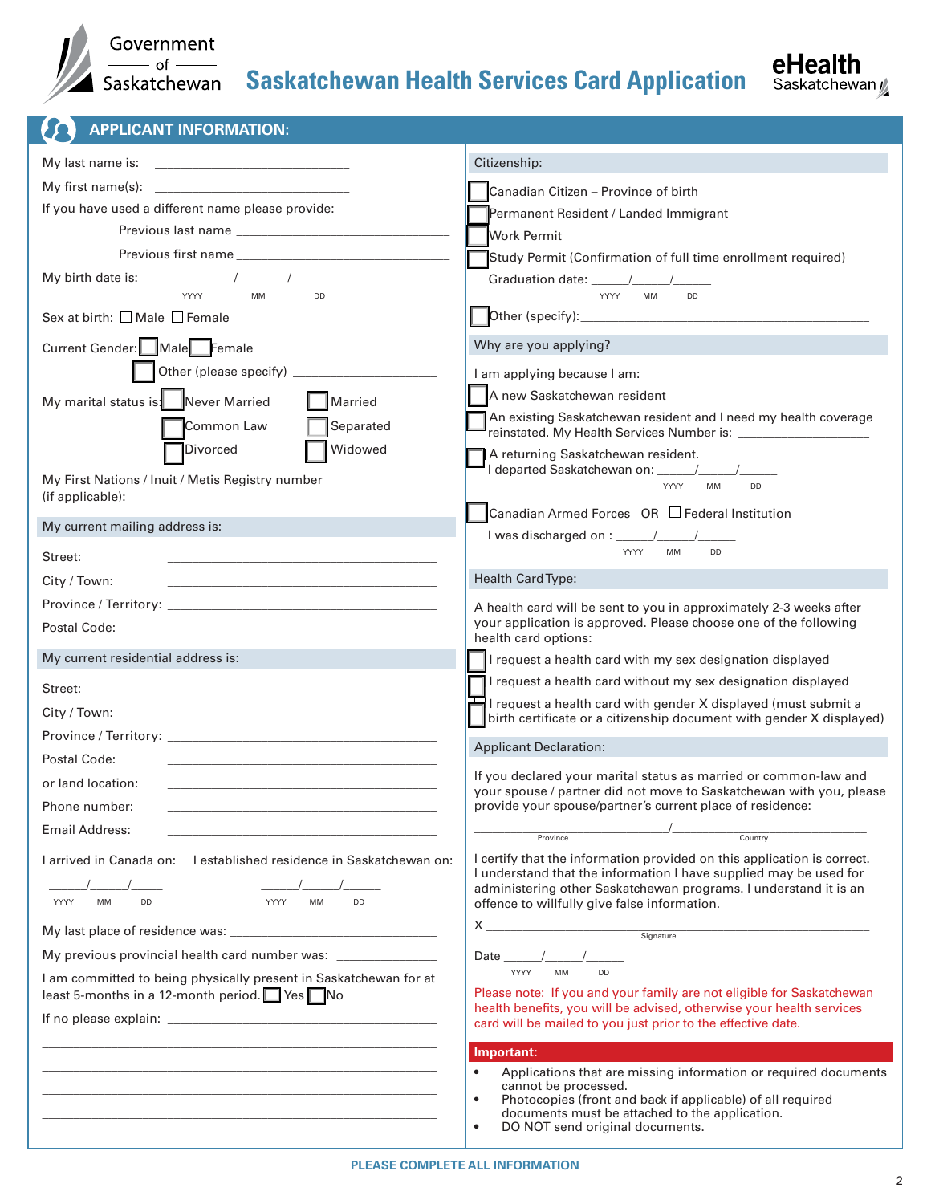# Saskatchewan Health Services Card Application

Government of Saskatchewan | eHealth Saskatchewan

## APPLICANT INFORMATION:

My last name is: ____________________________

My first name(s): ____________________________

If you have used a different name please provide:

Previous last name ____________________________

Previous first name ____________________________

My birth date is: __________/______/________ (YYYY MM DD)

Sex at birth: ☐ Male ☐ Female

Current Gender: ☐ Male ☐ Female

☐ Other (please specify) ____________________

My marital status is: ☐ Never Married ☐ Married

☐ Common Law ☐ Separated

☐ Divorced ☐ Widowed

My First Nations / Inuit / Metis Registry number (if applicable): ____________________________

### My current mailing address is:

Street: ____________________________

City / Town: ____________________________

Province / Territory: ____________________________

Postal Code: ____________________________

### My current residential address is:

Street: ____________________________

City / Town: ____________________________

Province / Territory: ____________________________

Postal Code: ____________________________

or land location: ____________________________

Phone number: ____________________________

Email Address: ____________________________

I arrived in Canada on: ______/______/______ (YYYY MM DD)

I established residence in Saskatchewan on: ______/______/______ (YYYY MM DD)

My last place of residence was: ____________________________

My previous provincial health card number was: ______________

I am committed to being physically present in Saskatchewan for at least 5-months in a 12-month period. ☐ Yes ☐ No

If no please explain: ____________________________

____________________________________________________________

____________________________________________________________

____________________________________________________________

____________________________________________________________

### Citizenship:

☐ Canadian Citizen – Province of birth ____________________

☐ Permanent Resident / Landed Immigrant

☐ Work Permit

☐ Study Permit (Confirmation of full time enrollment required)

Graduation date: ______/______/______ (YYYY MM DD)

☐ Other (specify): ____________________________

### Why are you applying?

I am applying because I am:

☐ A new Saskatchewan resident

☐ An existing Saskatchewan resident and I need my health coverage reinstated. My Health Services Number is: ________________

☐ A returning Saskatchewan resident. I departed Saskatchewan on: ______/______/______ (YYYY MM DD)

☐ Canadian Armed Forces OR ☐ Federal Institution

I was discharged on : ______/______/______ (YYYY MM DD)

### Health Card Type:

A health card will be sent to you in approximately 2-3 weeks after your application is approved. Please choose one of the following health card options:

☐ I request a health card with my sex designation displayed

☐ I request a health card without my sex designation displayed

☐ I request a health card with gender X displayed (must submit a birth certificate or a citizenship document with gender X displayed)

### Applicant Declaration:

If you declared your marital status as married or common-law and your spouse / partner did not move to Saskatchewan with you, please provide your spouse/partner's current place of residence:

____________________________ / ____________________________
(Province / Country)

I certify that the information provided on this application is correct. I understand that the information I have supplied may be used for administering other Saskatchewan programs. I understand it is an offence to willfully give false information.

X ____________________________________________
(Signature)

Date ______/______/______ (YYYY MM DD)

Please note: If you and your family are not eligible for Saskatchewan health benefits, you will be advised, otherwise your health services card will be mailed to you just prior to the effective date.

**Important:**

- Applications that are missing information or required documents cannot be processed.
- Photocopies (front and back if applicable) of all required documents must be attached to the application.
- DO NOT send original documents.

**PLEASE COMPLETE ALL INFORMATION**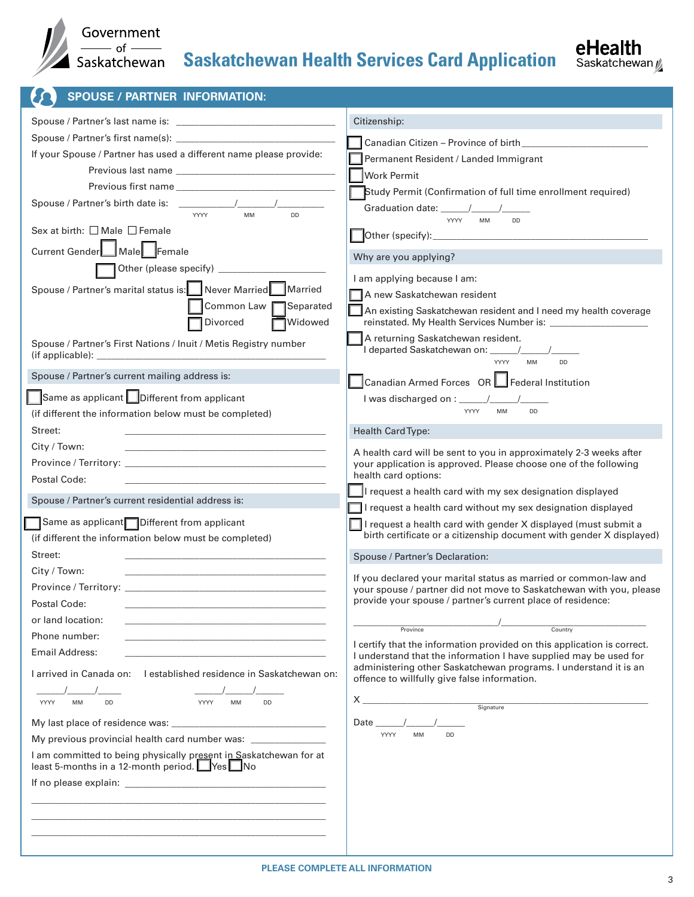# Saskatchewan Health Services Card Application

## SPOUSE / PARTNER INFORMATION:

Spouse / Partner's last name is: ______________________

Spouse / Partner's first name(s): ______________________

If your Spouse / Partner has used a different name please provide:

Previous last name ______________________

Previous first name ______________________

Spouse / Partner's birth date is: ______/______/______ (YYYY MM DD)

Sex at birth: ☐ Male ☐ Female

Current Gender ☐ Male ☐ Female ☐ Other (please specify) ______________

Spouse / Partner's marital status is: ☐ Never Married ☐ Married ☐ Common Law ☐ Separated ☐ Divorced ☐ Widowed

Spouse / Partner's First Nations / Inuit / Metis Registry number (if applicable): ______________________

### Spouse / Partner's current mailing address is:

☐ Same as applicant ☐ Different from applicant

(if different the information below must be completed)

Street: ______________________

City / Town: ______________________

Province / Territory: ______________________

Postal Code: ______________________

### Spouse / Partner's current residential address is:

☐ Same as applicant ☐ Different from applicant

(if different the information below must be completed)

Street: ______________________

City / Town: ______________________

Province / Territory: ______________________

Postal Code: ______________________

or land location: ______________________

Phone number: ______________________

Email Address: ______________________

I arrived in Canada on: ______/______/______ (YYYY MM DD)

I established residence in Saskatchewan on: ______/______/______ (YYYY MM DD)

My last place of residence was: ______________________

My previous provincial health card number was: ______________________

I am committed to being physically present in Saskatchewan for at least 5-months in a 12-month period. ☐ Yes ☐ No

If no please explain: ______________________

______________________

______________________

______________________

### Citizenship:

☐ Canadian Citizen – Province of birth ______________________

☐ Permanent Resident / Landed Immigrant

☐ Work Permit

☐ Study Permit (Confirmation of full time enrollment required)

Graduation date: ______/______/______ (YYYY MM DD)

☐ Other (specify): ______________________

### Why are you applying?

I am applying because I am:

☐ A new Saskatchewan resident

☐ An existing Saskatchewan resident and I need my health coverage reinstated. My Health Services Number is: ______________

☐ A returning Saskatchewan resident. I departed Saskatchewan on: ______/______/______ (YYYY MM DD)

☐ Canadian Armed Forces OR ☐ Federal Institution

I was discharged on : ______/______/______ (YYYY MM DD)

### Health Card Type:

A health card will be sent to you in approximately 2-3 weeks after your application is approved. Please choose one of the following health card options:

☐ I request a health card with my sex designation displayed

☐ I request a health card without my sex designation displayed

☐ I request a health card with gender X displayed (must submit a birth certificate or a citizenship document with gender X displayed)

### Spouse / Partner's Declaration:

If you declared your marital status as married or common-law and your spouse / partner did not move to Saskatchewan with you, please provide your spouse / partner's current place of residence:

______________________ / ______________________ (Province / Country)

I certify that the information provided on this application is correct. I understand that the information I have supplied may be used for administering other Saskatchewan programs. I understand it is an offence to willfully give false information.

X ______________________ (Signature)

Date ______/______/______ (YYYY MM DD)

**PLEASE COMPLETE ALL INFORMATION**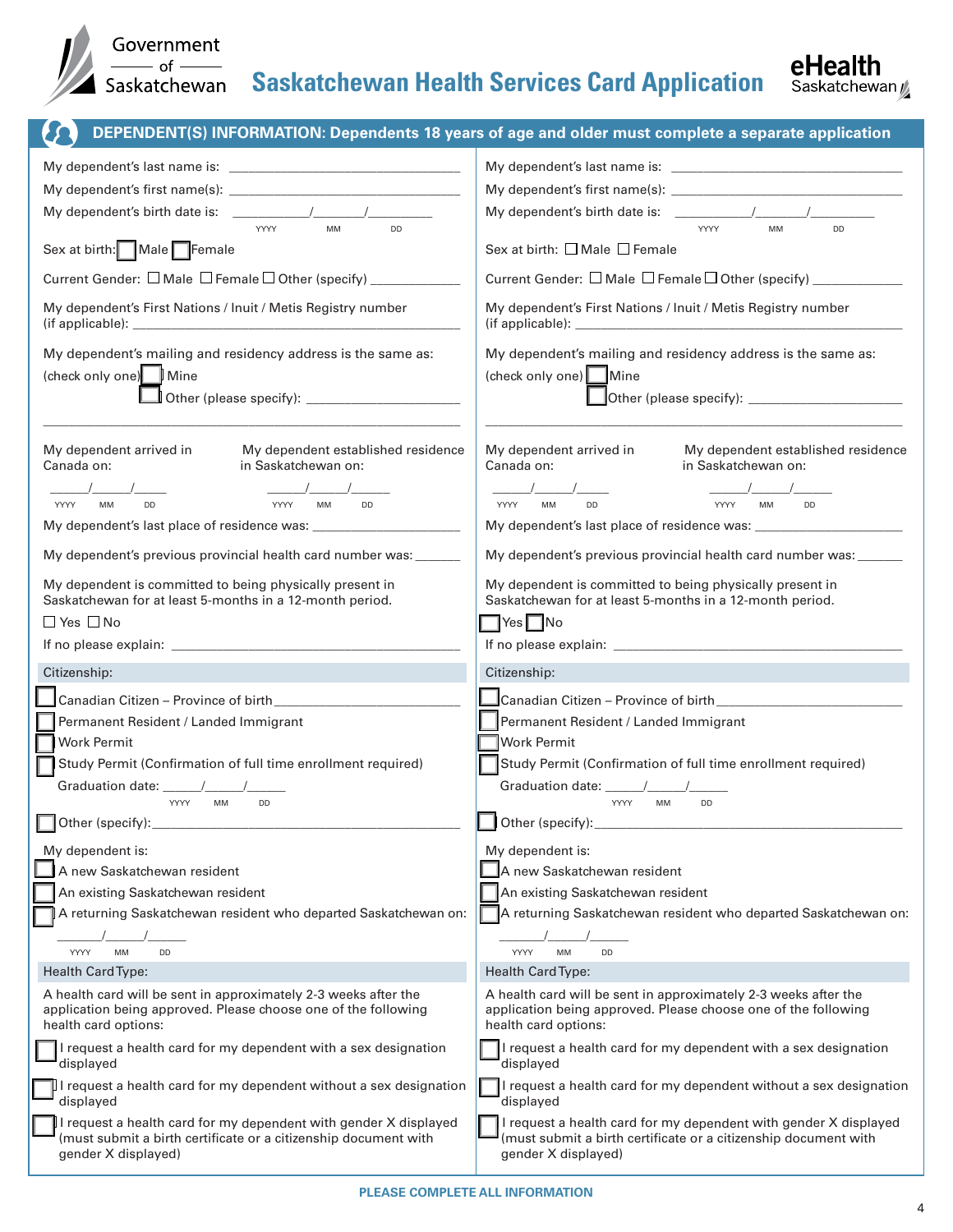# Saskatchewan Health Services Card Application

## DEPENDENT(S) INFORMATION: Dependents 18 years of age and older must complete a separate application

My dependent's last name is: ______________________________

My dependent's first name(s): ______________________________

My dependent's birth date is: ________/______/________
YYYY MM DD

Sex at birth: ☐ Male ☐ Female

Current Gender: ☐ Male ☐ Female ☐ Other (specify) __________

My dependent's First Nations / Inuit / Metis Registry number (if applicable): ______________________________

My dependent's mailing and residency address is the same as:
(check only one) ☐ Mine
☐ Other (please specify): ____________________

______________________________________________

My dependent arrived in Canada on: _____/_____/_____
YYYY MM DD

My dependent established residence in Saskatchewan on: _____/_____/_____
YYYY MM DD

My dependent's last place of residence was: ____________________

My dependent's previous provincial health card number was: ______

My dependent is committed to being physically present in Saskatchewan for at least 5-months in a 12-month period.

☐ Yes ☐ No

If no please explain: ______________________________

### Citizenship:

☐ Canadian Citizen – Province of birth ____________________

☐ Permanent Resident / Landed Immigrant

☐ Work Permit

☐ Study Permit (Confirmation of full time enrollment required)

Graduation date: _____/_____/_____
YYYY MM DD

☐ Other (specify): ______________________________

My dependent is:

☐ A new Saskatchewan resident

☐ An existing Saskatchewan resident

☐ A returning Saskatchewan resident who departed Saskatchewan on:

_____/_____/_____
YYYY MM DD

### Health Card Type:

A health card will be sent in approximately 2-3 weeks after the application being approved. Please choose one of the following health card options:

☐ I request a health card for my dependent with a sex designation displayed

☐ I request a health card for my dependent without a sex designation displayed

☐ I request a health card for my dependent with gender X displayed (must submit a birth certificate or a citizenship document with gender X displayed)

---

My dependent's last name is: ______________________________

My dependent's first name(s): ______________________________

My dependent's birth date is: ________/______/________
YYYY MM DD

Sex at birth: ☐ Male ☐ Female

Current Gender: ☐ Male ☐ Female ☐ Other (specify) __________

My dependent's First Nations / Inuit / Metis Registry number (if applicable): ______________________________

My dependent's mailing and residency address is the same as:
(check only one) ☐ Mine
☐ Other (please specify): ____________________

______________________________________________

My dependent arrived in Canada on: _____/_____/_____
YYYY MM DD

My dependent established residence in Saskatchewan on: _____/_____/_____
YYYY MM DD

My dependent's last place of residence was: ____________________

My dependent's previous provincial health card number was: ______

My dependent is committed to being physically present in Saskatchewan for at least 5-months in a 12-month period.

☐ Yes ☐ No

If no please explain: ______________________________

### Citizenship:

☐ Canadian Citizen – Province of birth ____________________

☐ Permanent Resident / Landed Immigrant

☐ Work Permit

☐ Study Permit (Confirmation of full time enrollment required)

Graduation date: _____/_____/_____
YYYY MM DD

☐ Other (specify): ______________________________

My dependent is:

☐ A new Saskatchewan resident

☐ An existing Saskatchewan resident

☐ A returning Saskatchewan resident who departed Saskatchewan on:

_____/_____/_____
YYYY MM DD

### Health Card Type:

A health card will be sent in approximately 2-3 weeks after the application being approved. Please choose one of the following health card options:

☐ I request a health card for my dependent with a sex designation displayed

☐ I request a health card for my dependent without a sex designation displayed

☐ I request a health card for my dependent with gender X displayed (must submit a birth certificate or a citizenship document with gender X displayed)

**PLEASE COMPLETE ALL INFORMATION**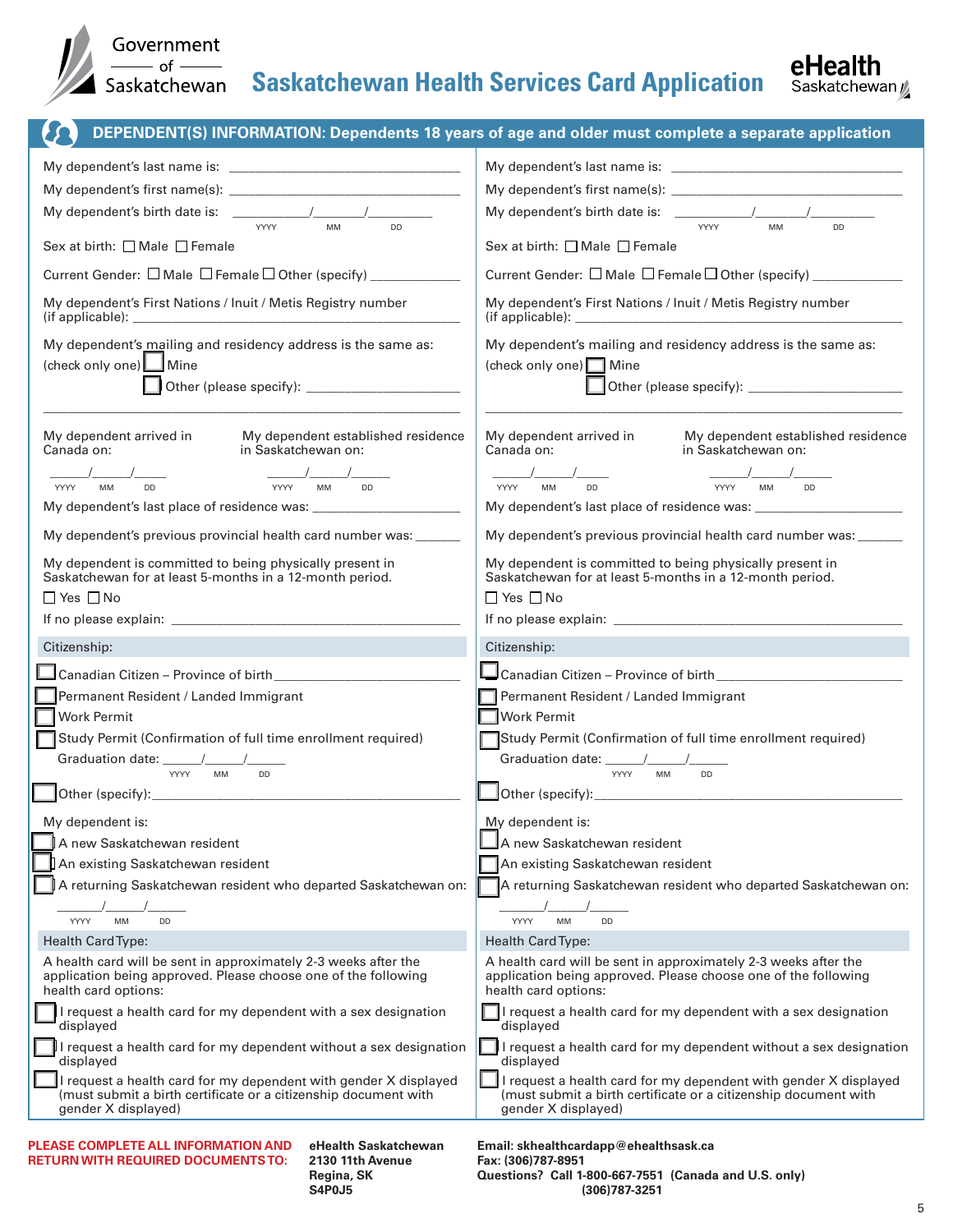# Saskatchewan Health Services Card Application

Government of Saskatchewan

eHealth Saskatchewan

## DEPENDENT(S) INFORMATION: Dependents 18 years of age and older must complete a separate application

My dependent's last name is: ______________________

My dependent's first name(s): ______________________

My dependent's birth date is: ________/______/______
YYYY MM DD

Sex at birth: ☐ Male ☐ Female

Current Gender: ☐ Male ☐ Female ☐ Other (specify) ____________

My dependent's First Nations / Inuit / Metis Registry number (if applicable): ______________________

My dependent's mailing and residency address is the same as:
(check only one) ☐ Mine
☐ Other (please specify): ______________________

My dependent arrived in Canada on: ______/______/______
YYYY MM DD

My dependent established residence in Saskatchewan on: ______/______/______
YYYY MM DD

My dependent's last place of residence was: ______________________

My dependent's previous provincial health card number was: ______

My dependent is committed to being physically present in Saskatchewan for at least 5-months in a 12-month period.
☐ Yes ☐ No

If no please explain: ______________________

### Citizenship:

☐ Canadian Citizen – Province of birth ______________________

☐ Permanent Resident / Landed Immigrant

☐ Work Permit

☐ Study Permit (Confirmation of full time enrollment required)

Graduation date: ______/______/______
YYYY MM DD

☐ Other (specify): ______________________

My dependent is:

☐ A new Saskatchewan resident

☐ An existing Saskatchewan resident

☐ A returning Saskatchewan resident who departed Saskatchewan on: ______/______/______
YYYY MM DD

### Health Card Type:

A health card will be sent in approximately 2-3 weeks after the application being approved. Please choose one of the following health card options:

☐ I request a health card for my dependent with a sex designation displayed

☐ I request a health card for my dependent without a sex designation displayed

☐ I request a health card for my dependent with gender X displayed (must submit a birth certificate or a citizenship document with gender X displayed)

---

My dependent's last name is: ______________________

My dependent's first name(s): ______________________

My dependent's birth date is: ________/______/______
YYYY MM DD

Sex at birth: ☐ Male ☐ Female

Current Gender: ☐ Male ☐ Female ☐ Other (specify) ____________

My dependent's First Nations / Inuit / Metis Registry number (if applicable): ______________________

My dependent's mailing and residency address is the same as:
(check only one) ☐ Mine
☐ Other (please specify): ______________________

My dependent arrived in Canada on: ______/______/______
YYYY MM DD

My dependent established residence in Saskatchewan on: ______/______/______
YYYY MM DD

My dependent's last place of residence was: ______________________

My dependent's previous provincial health card number was: ______

My dependent is committed to being physically present in Saskatchewan for at least 5-months in a 12-month period.
☐ Yes ☐ No

If no please explain: ______________________

### Citizenship:

☐ Canadian Citizen – Province of birth ______________________

☐ Permanent Resident / Landed Immigrant

☐ Work Permit

☐ Study Permit (Confirmation of full time enrollment required)

Graduation date: ______/______/______
YYYY MM DD

☐ Other (specify): ______________________

My dependent is:

☐ A new Saskatchewan resident

☐ An existing Saskatchewan resident

☐ A returning Saskatchewan resident who departed Saskatchewan on: ______/______/______
YYYY MM DD

### Health Card Type:

A health card will be sent in approximately 2-3 weeks after the application being approved. Please choose one of the following health card options:

☐ I request a health card for my dependent with a sex designation displayed

☐ I request a health card for my dependent without a sex designation displayed

☐ I request a health card for my dependent with gender X displayed (must submit a birth certificate or a citizenship document with gender X displayed)

---

**PLEASE COMPLETE ALL INFORMATION AND RETURN WITH REQUIRED DOCUMENTS TO:**

**eHealth Saskatchewan**
**2130 11th Avenue**
**Regina, SK**
**S4P0J5**

**Email: skhealthcardapp@ehealthsask.ca**
**Fax: (306)787-8951**
**Questions? Call 1-800-667-7551 (Canada and U.S. only)**
**(306)787-3251**